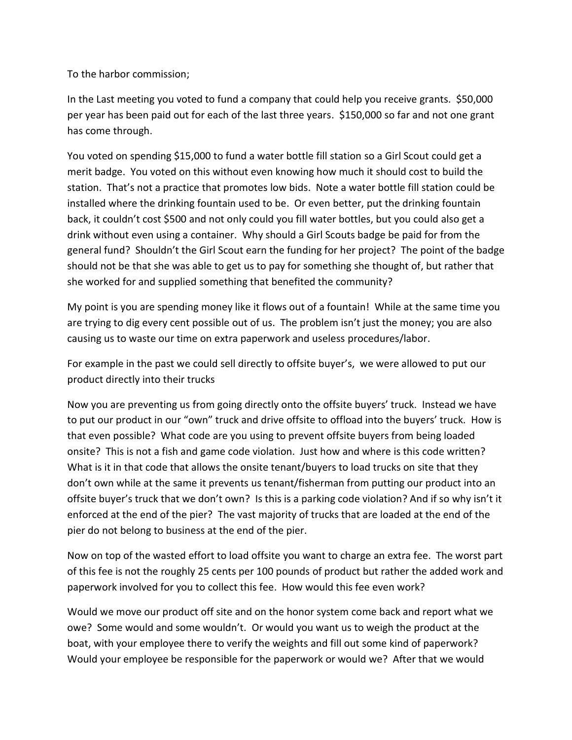To the harbor commission;

In the Last meeting you voted to fund a company that could help you receive grants. $50,000 per year has been paid out for each of the last three years. $150,000 so far and not one grant has come through.

You voted on spending $15,000 to fund a water bottle fill station so a Girl Scout could get a merit badge. You voted on this without even knowing how much it should cost to build the station. That's not a practice that promotes low bids. Note a water bottle fill station could be installed where the drinking fountain used to be. Or even better, put the drinking fountain back, it couldn't cost $500 and not only could you fill water bottles, but you could also get a drink without even using a container. Why should a Girl Scouts badge be paid for from the general fund? Shouldn't the Girl Scout earn the funding for her project? The point of the badge should not be that she was able to get us to pay for something she thought of, but rather that she worked for and supplied something that benefited the community?

My point is you are spending money like it flows out of a fountain! While at the same time you are trying to dig every cent possible out of us. The problem isn't just the money; you are also causing us to waste our time on extra paperwork and useless procedures/labor.

For example in the past we could sell directly to offsite buyer's, we were allowed to put our product directly into their trucks

Now you are preventing us from going directly onto the offsite buyers' truck. Instead we have to put our product in our "own" truck and drive offsite to offload into the buyers' truck. How is that even possible? What code are you using to prevent offsite buyers from being loaded onsite? This is not a fish and game code violation. Just how and where is this code written? What is it in that code that allows the onsite tenant/buyers to load trucks on site that they don't own while at the same it prevents us tenant/fisherman from putting our product into an offsite buyer's truck that we don't own? Is this is a parking code violation? And if so why isn't it enforced at the end of the pier? The vast majority of trucks that are loaded at the end of the pier do not belong to business at the end of the pier.

Now on top of the wasted effort to load offsite you want to charge an extra fee. The worst part of this fee is not the roughly 25 cents per 100 pounds of product but rather the added work and paperwork involved for you to collect this fee. How would this fee even work?

Would we move our product off site and on the honor system come back and report what we owe? Some would and some wouldn't. Or would you want us to weigh the product at the boat, with your employee there to verify the weights and fill out some kind of paperwork? Would your employee be responsible for the paperwork or would we? After that we would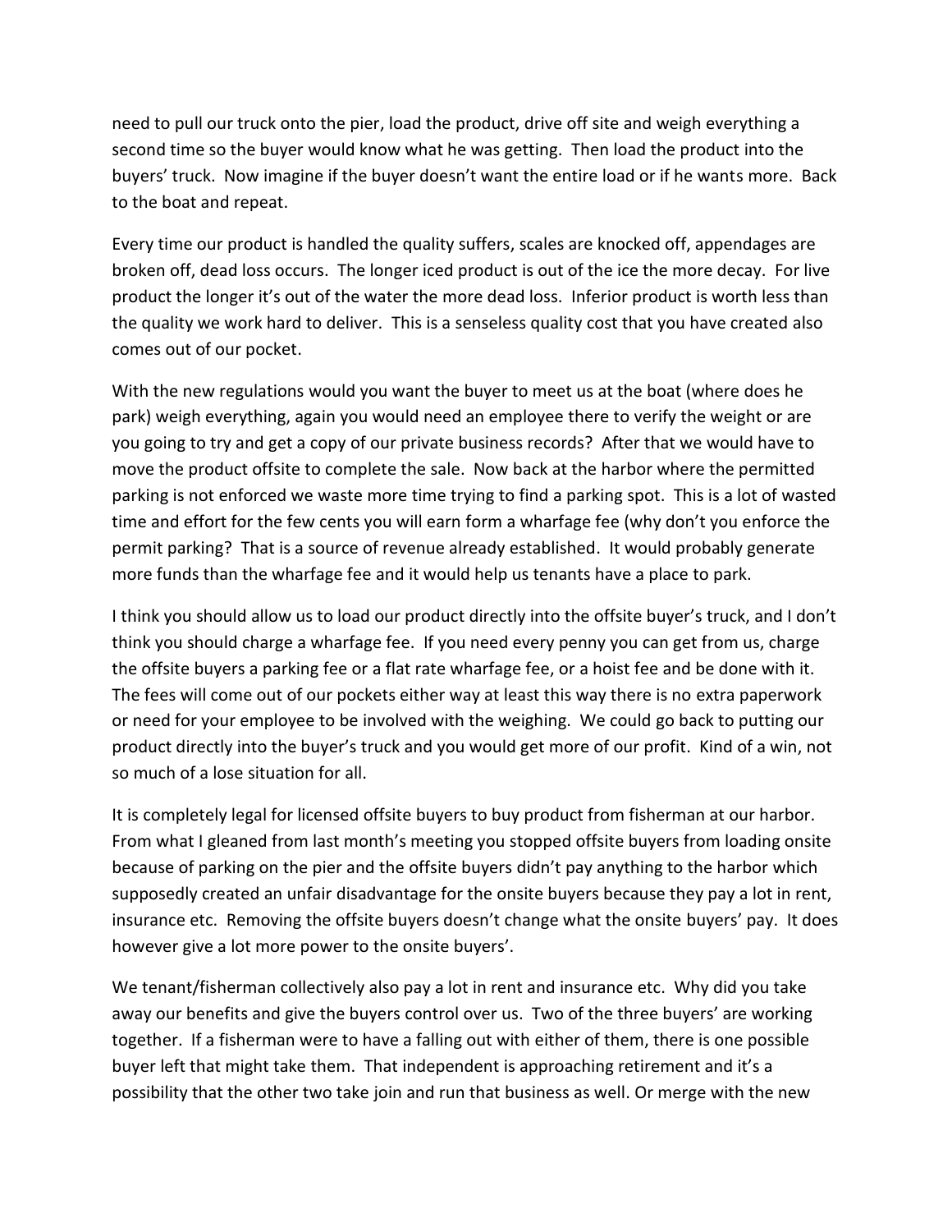need to pull our truck onto the pier, load the product, drive off site and weigh everything a second time so the buyer would know what he was getting. Then load the product into the buyers' truck. Now imagine if the buyer doesn't want the entire load or if he wants more. Back to the boat and repeat.

Every time our product is handled the quality suffers, scales are knocked off, appendages are broken off, dead loss occurs. The longer iced product is out of the ice the more decay. For live product the longer it's out of the water the more dead loss. Inferior product is worth less than the quality we work hard to deliver. This is a senseless quality cost that you have created also comes out of our pocket.

With the new regulations would you want the buyer to meet us at the boat (where does he park) weigh everything, again you would need an employee there to verify the weight or are you going to try and get a copy of our private business records? After that we would have to move the product offsite to complete the sale. Now back at the harbor where the permitted parking is not enforced we waste more time trying to find a parking spot. This is a lot of wasted time and effort for the few cents you will earn form a wharfage fee (why don't you enforce the permit parking? That is a source of revenue already established. It would probably generate more funds than the wharfage fee and it would help us tenants have a place to park.

I think you should allow us to load our product directly into the offsite buyer's truck, and I don't think you should charge a wharfage fee. If you need every penny you can get from us, charge the offsite buyers a parking fee or a flat rate wharfage fee, or a hoist fee and be done with it. The fees will come out of our pockets either way at least this way there is no extra paperwork or need for your employee to be involved with the weighing. We could go back to putting our product directly into the buyer's truck and you would get more of our profit. Kind of a win, not so much of a lose situation for all.

It is completely legal for licensed offsite buyers to buy product from fisherman at our harbor. From what I gleaned from last month's meeting you stopped offsite buyers from loading onsite because of parking on the pier and the offsite buyers didn't pay anything to the harbor which supposedly created an unfair disadvantage for the onsite buyers because they pay a lot in rent, insurance etc. Removing the offsite buyers doesn't change what the onsite buyers' pay. It does however give a lot more power to the onsite buyers'.

We tenant/fisherman collectively also pay a lot in rent and insurance etc. Why did you take away our benefits and give the buyers control over us. Two of the three buyers' are working together. If a fisherman were to have a falling out with either of them, there is one possible buyer left that might take them. That independent is approaching retirement and it's a possibility that the other two take join and run that business as well. Or merge with the new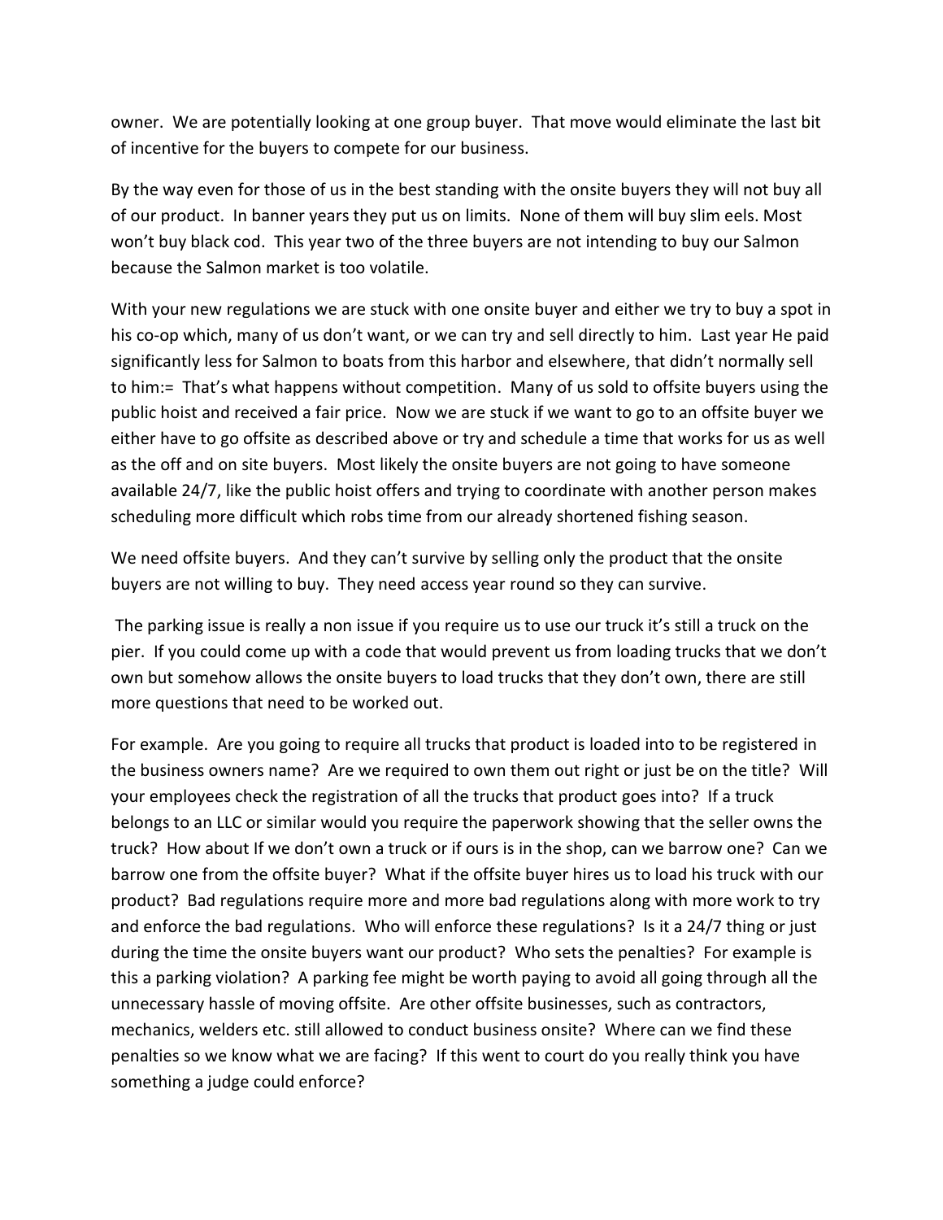owner. We are potentially looking at one group buyer. That move would eliminate the last bit of incentive for the buyers to compete for our business.

By the way even for those of us in the best standing with the onsite buyers they will not buy all of our product. In banner years they put us on limits. None of them will buy slim eels. Most won't buy black cod. This year two of the three buyers are not intending to buy our Salmon because the Salmon market is too volatile.

With your new regulations we are stuck with one onsite buyer and either we try to buy a spot in his co-op which, many of us don't want, or we can try and sell directly to him. Last year He paid significantly less for Salmon to boats from this harbor and elsewhere, that didn't normally sell to him:= That's what happens without competition. Many of us sold to offsite buyers using the public hoist and received a fair price. Now we are stuck if we want to go to an offsite buyer we either have to go offsite as described above or try and schedule a time that works for us as well as the off and on site buyers. Most likely the onsite buyers are not going to have someone available 24/7, like the public hoist offers and trying to coordinate with another person makes scheduling more difficult which robs time from our already shortened fishing season.

We need offsite buyers. And they can't survive by selling only the product that the onsite buyers are not willing to buy. They need access year round so they can survive.

The parking issue is really a non issue if you require us to use our truck it's still a truck on the pier. If you could come up with a code that would prevent us from loading trucks that we don't own but somehow allows the onsite buyers to load trucks that they don't own, there are still more questions that need to be worked out.

For example. Are you going to require all trucks that product is loaded into to be registered in the business owners name? Are we required to own them out right or just be on the title? Will your employees check the registration of all the trucks that product goes into? If a truck belongs to an LLC or similar would you require the paperwork showing that the seller owns the truck? How about If we don't own a truck or if ours is in the shop, can we barrow one? Can we barrow one from the offsite buyer? What if the offsite buyer hires us to load his truck with our product? Bad regulations require more and more bad regulations along with more work to try and enforce the bad regulations. Who will enforce these regulations? Is it a 24/7 thing or just during the time the onsite buyers want our product? Who sets the penalties? For example is this a parking violation? A parking fee might be worth paying to avoid all going through all the unnecessary hassle of moving offsite. Are other offsite businesses, such as contractors, mechanics, welders etc. still allowed to conduct business onsite? Where can we find these penalties so we know what we are facing? If this went to court do you really think you have something a judge could enforce?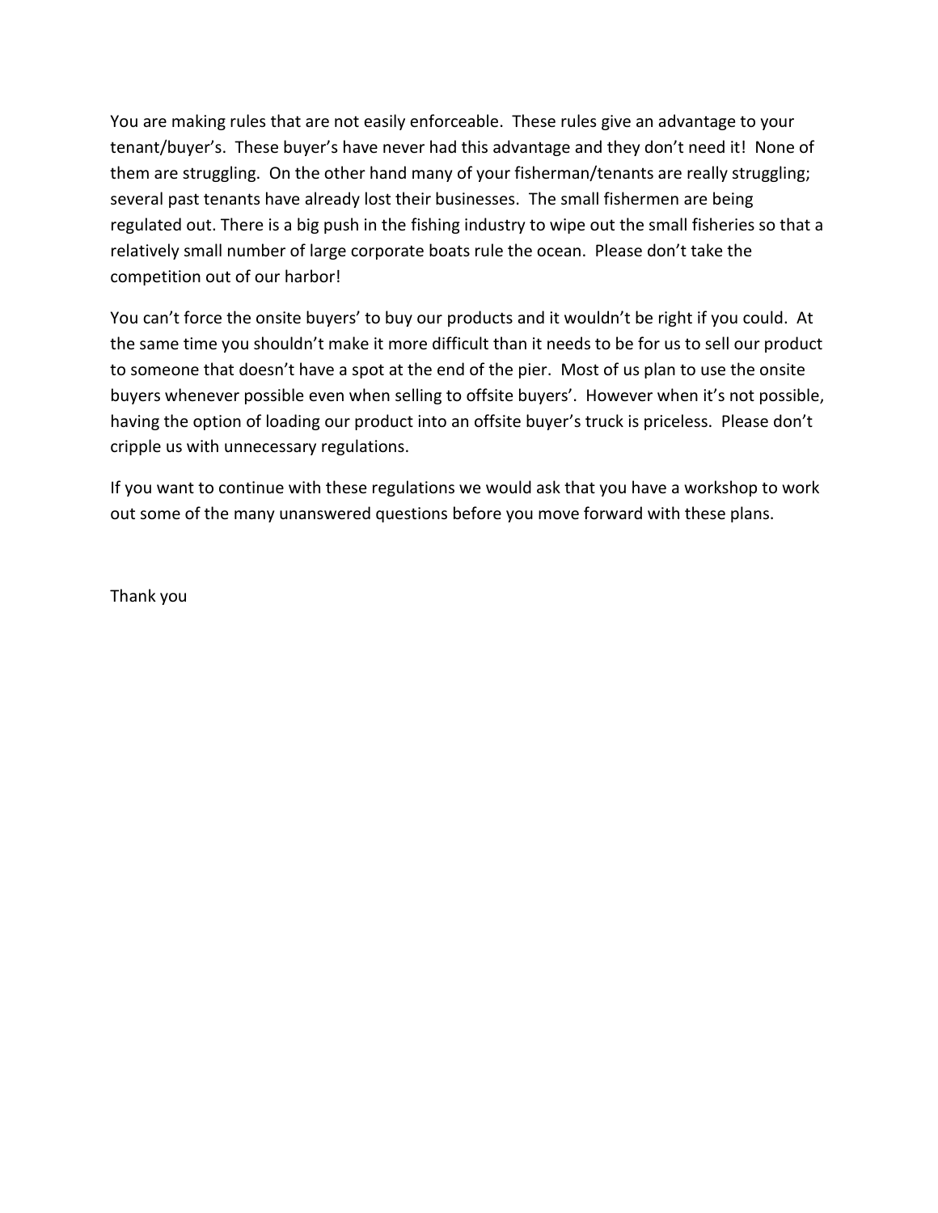You are making rules that are not easily enforceable. These rules give an advantage to your tenant/buyer's. These buyer's have never had this advantage and they don't need it! None of them are struggling. On the other hand many of your fisherman/tenants are really struggling; several past tenants have already lost their businesses. The small fishermen are being regulated out. There is a big push in the fishing industry to wipe out the small fisheries so that a relatively small number of large corporate boats rule the ocean. Please don't take the competition out of our harbor!

You can't force the onsite buyers' to buy our products and it wouldn't be right if you could. At the same time you shouldn't make it more difficult than it needs to be for us to sell our product to someone that doesn't have a spot at the end of the pier. Most of us plan to use the onsite buyers whenever possible even when selling to offsite buyers'. However when it's not possible, having the option of loading our product into an offsite buyer's truck is priceless. Please don't cripple us with unnecessary regulations.

If you want to continue with these regulations we would ask that you have a workshop to work out some of the many unanswered questions before you move forward with these plans.

Thank you